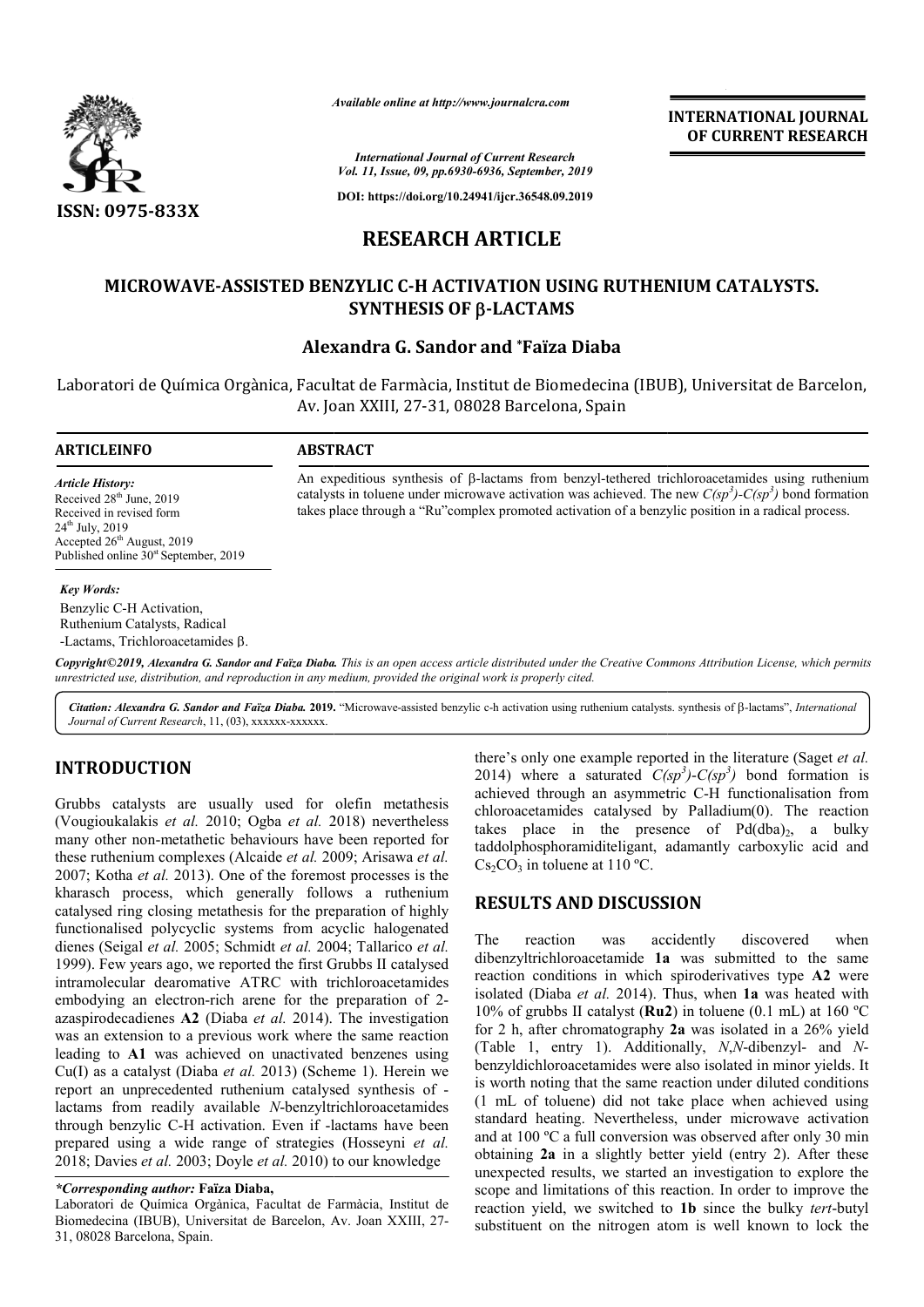*Available online at http://www.journalcra.com*

*International Journal of Current Research*
*Vol. 11, Issue, 09, pp.6930-6936, September, 2019*

**DOI: https://doi.org/10.24941/ijcr.36548.09.2019**

**INTERNATIONAL JOURNAL OF CURRENT RESEARCH**

**ISSN: 0975-833X**

# RESEARCH ARTICLE

## MICROWAVE-ASSISTED BENZYLIC C-H ACTIVATION USING RUTHENIUM CATALYSTS. SYNTHESIS OF β-LACTAMS

### Alexandra G. Sandor and *Faïza Diaba

Laboratori de Química Orgànica, Facultat de Farmàcia, Institut de Biomedecina (IBUB), Universitat de Barcelon, Av. Joan XXIII, 27-31, 08028 Barcelona, Spain

**ARTICLEINFO**

*Article History:*
Received 28th June, 2019
Received in revised form 24th July, 2019
Accepted 26th August, 2019
Published online 30st September, 2019

*Key Words:*
Benzylic C-H Activation, Ruthenium Catalysts, Radical -Lactams, Trichloroacetamides β.

**ABSTRACT**

An expeditious synthesis of β-lactams from benzyl-tethered trichloroacetamides using ruthenium catalysts in toluene under microwave activation was achieved. The new $C(sp^3)$-$C(sp^3)$ bond formation takes place through a "Ru"complex promoted activation of a benzylic position in a radical process.

*Copyright©2019, Alexandra G. Sandor and Faïza Diaba. This is an open access article distributed under the Creative Commons Attribution License, which permits unrestricted use, distribution, and reproduction in any medium, provided the original work is properly cited.*

*Citation: Alexandra G. Sandor and Faïza Diaba.* **2019.** "Microwave-assisted benzylic c-h activation using ruthenium catalysts. synthesis of β-lactams", *International Journal of Current Research*, 11, (03), xxxxxx-xxxxxx.

## INTRODUCTION

Grubbs catalysts are usually used for olefin metathesis (Vougioukalakis *et al.* 2010; Ogba *et al.* 2018) nevertheless many other non-metathetic behaviours have been reported for these ruthenium complexes (Alcaide *et al.* 2009; Arisawa *et al.* 2007; Kotha *et al.* 2013). One of the foremost processes is the kharasch process, which generally follows a ruthenium catalysed ring closing metathesis for the preparation of highly functionalised polycyclic systems from acyclic halogenated dienes (Seigal *et al.* 2005; Schmidt *et al.* 2004; Tallarico *et al.* 1999). Few years ago, we reported the first Grubbs II catalysed intramolecular dearomative ATRC with trichloroacetamides embodying an electron-rich arene for the preparation of 2-azaspirodecadienes **A2** (Diaba *et al.* 2014). The investigation was an extension to a previous work where the same reaction leading to **A1** was achieved on unactivated benzenes using Cu(I) as a catalyst (Diaba *et al.* 2013) (Scheme 1). Herein we report an unprecedented ruthenium catalysed synthesis of -lactams from readily available *N*-benzyltrichloroacetamides through benzylic C-H activation. Even if -lactams have been prepared using a wide range of strategies (Hosseyni *et al.* 2018; Davies *et al.* 2003; Doyle *et al.* 2010) to our knowledge there's only one example reported in the literature (Saget *et al.* 2014) where a saturated $C(sp^3)$-$C(sp^3)$ bond formation is achieved through an asymmetric C-H functionalisation from chloroacetamides catalysed by Palladium(0). The reaction takes place in the presence of $Pd(dba)_2$, a bulky taddolphosphoramiditeligant, adamantly carboxylic acid and $Cs_2CO_3$ in toluene at 110 ºC.

## RESULTS AND DISCUSSION

The reaction was accidently discovered when dibenzyltrichloroacetamide **1a** was submitted to the same reaction conditions in which spiroderivatives type **A2** were isolated (Diaba *et al.* 2014). Thus, when **1a** was heated with 10% of grubbs II catalyst (**Ru2**) in toluene (0.1 mL) at 160 ºC for 2 h, after chromatography **2a** was isolated in a 26% yield (Table 1, entry 1). Additionally, *N*,*N*-dibenzyl- and *N*-benzyldichloroacetamides were also isolated in minor yields. It is worth noting that the same reaction under diluted conditions (1 mL of toluene) did not take place when achieved using standard heating. Nevertheless, under microwave activation and at 100 ºC a full conversion was observed after only 30 min obtaining **2a** in a slightly better yield (entry 2). After these unexpected results, we started an investigation to explore the scope and limitations of this reaction. In order to improve the reaction yield, we switched to **1b** since the bulky *tert*-butyl substituent on the nitrogen atom is well known to lock the

***Corresponding author:* Faïza Diaba,**
Laboratori de Química Orgànica, Facultat de Farmàcia, Institut de Biomedecina (IBUB), Universitat de Barcelon, Av. Joan XXIII, 27-31, 08028 Barcelona, Spain.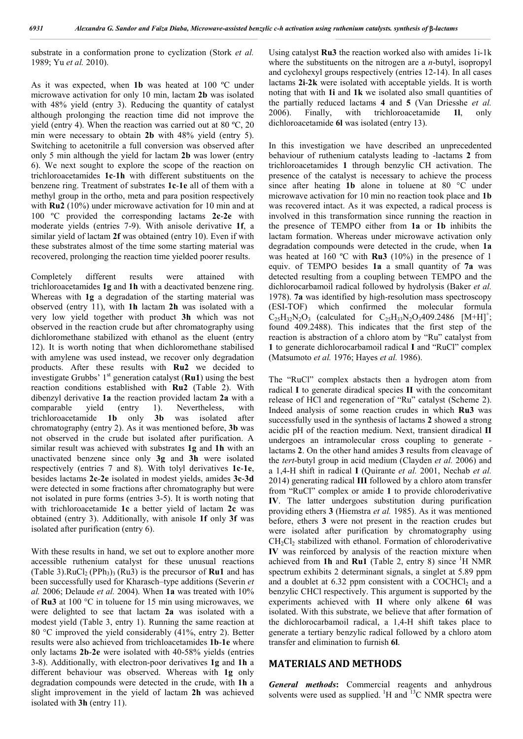substrate in a conformation prone to cyclization (Stork *et al.* 1989; Yu *et al.* 2010).

As it was expected, when **1b** was heated at 100 ºC under microwave activation for only 10 min, lactam **2b** was isolated with 48% yield (entry 3). Reducing the quantity of catalyst although prolonging the reaction time did not improve the yield (entry 4). When the reaction was carried out at 80 ºC, 20 min were necessary to obtain **2b** with 48% yield (entry 5). Switching to acetonitrile a full conversion was observed after only 5 min although the yield for lactam **2b** was lower (entry 6). We next sought to explore the scope of the reaction on trichloroacetamides **1c**-**1h** with different substituents on the benzene ring. Treatment of substrates **1c**-**1e** all of them with a methyl group in the ortho, meta and para position respectively with **Ru2** (10%) under microwave activation for 10 min and at 100 ºC provided the corresponding lactams **2c**-**2e** with moderate yields (entries 7-9). With anisole derivative **1f**, a similar yield of lactam **2f** was obtained (entry 10). Even if with these substrates almost of the time some starting material was recovered, prolonging the reaction time yielded poorer results.

Completely different results were attained with trichloroacetamides **1g** and **1h** with a deactivated benzene ring. Whereas with **1g** a degradation of the starting material was observed (entry 11), with **1h** lactam **2h** was isolated with a very low yield together with product **3h** which was not observed in the reaction crude but after chromatography using dichloromethane stabilized with ethanol as the eluent (entry 12). It is worth noting that when dichloromethane stabilised with amylene was used instead, we recover only degradation products. After these results with **Ru2** we decided to investigate Grubbs' 1st generation catalyst (**Ru1**) using the best reaction conditions established with **Ru2** (Table 2). With dibenzyl derivative **1a** the reaction provided lactam **2a** with a comparable yield (entry 1). Nevertheless, with trichloroacetamide **1b** only **3b** was isolated after chromatography (entry 2). As it was mentioned before, **3b** was not observed in the crude but isolated after purification. A similar result was achieved with substrates **1g** and **1h** with an unactivated benzene since only **3g** and **3h** were isolated respectively (entries 7 and 8). With tolyl derivatives **1c**-**1e**, besides lactams **2c**-**2e** isolated in modest yields, amides **3c**-**3d** were detected in some fractions after chromatography but were not isolated in pure forms (entries 3-5). It is worth noting that with trichloroacetamide **1c** a better yield of lactam **2c** was obtained (entry 3). Additionally, with anisole **1f** only **3f** was isolated after purification (entry 6).

With these results in hand, we set out to explore another more accessible ruthenium catalyst for these unusual reactions (Table 3).$RuCl_2(PPh_3)_3$ (Ru3) is the precursor of **Ru1** and has been successfully used for Kharasch–type additions (Severin *et al.* 2006; Delaude *et al.* 2004). When **1a** was treated with 10% of **Ru3** at 100 °C in toluene for 15 min using microwaves, we were delighted to see that lactam **2a** was isolated with a modest yield (Table 3, entry 1). Running the same reaction at 80 °C improved the yield considerably (41%, entry 2). Better results were also achieved from trichloacetamides **1b**-**1e** where only lactams **2b**-**2e** were isolated with 40-58% yields (entries 3-8). Additionally, with electron-poor derivatives **1g** and **1h** a different behaviour was observed. Whereas with **1g** only degradation compounds were detected in the crude, with **1h** a slight improvement in the yield of lactam **2h** was achieved isolated with **3h** (entry 11).

Using catalyst **Ru3** the reaction worked also with amides 1i-1k where the substituents on the nitrogen are a *n*-butyl, isopropyl and cyclohexyl groups respectively (entries 12-14). In all cases lactams **2i**-**2k** were isolated with acceptable yields. It is worth noting that with **1i** and **1k** we isolated also small quantities of the partially reduced lactams **4** and **5** (Van Driesshe *et al.* 2006). Finally, with trichloroacetamide **1l**, only dichloroacetamide **6l** was isolated (entry 13).

In this investigation we have described an unprecedented behaviour of ruthenium catalysts leading to -lactams **2** from trichloroacetamides **1** through benzylic CH activation. The presence of the catalyst is necessary to achieve the process since after heating **1b** alone in toluene at 80 °C under microwave activation for 10 min no reaction took place and **1b** was recovered intact. As it was expected, a radical process is involved in this transformation since running the reaction in the presence of TEMPO either from **1a** or **1b** inhibits the lactam formation. Whereas under microwave activation only degradation compounds were detected in the crude, when **1a** was heated at 160 ºC with **Ru3** (10%) in the presence of 1 equiv. of TEMPO besides **1a** a small quantity of **7a** was detected resulting from a coupling between TEMPO and the dichlorocarbamoil radical followed by hydrolysis (Baker *et al.* 1978). **7a** was identified by high-resolution mass spectroscopy (ESI-TOF) which confirmed the molecular formula $C_{25}H_{32}N_2O_3$ (calculated for $C_{25}H_{33}N_2O_3$ 409.2486 $[M+H]^+$; found 409.2488). This indicates that the first step of the reaction is abstraction of a chloro atom by "Ru" catalyst from **1** to generate dichlorocarbamoil radical **I** and "RuCl" complex (Matsumoto *et al.* 1976; Hayes *et al.* 1986).

The "RuCl" complex abstacts then a hydrogen atom from radical **I** to generate diradical species **II** with the concomitant release of HCl and regeneration of "Ru" catalyst (Scheme 2). Indeed analysis of some reaction crudes in which **Ru3** was successfully used in the synthesis of lactams **2** showed a strong acidic pH of the reaction medium. Next, transient diradical **II** undergoes an intramolecular cross coupling to generate - lactams **2**. On the other hand amides **3** results from cleavage of the *tert*-butyl group in acid medium (Clayden *et al.* 2006) and a 1,4-H shift in radical **I** (Quirante *et al.* 2001, Nechab *et al.* 2014) generating radical **III** followed by a chloro atom transfer from "RuCl" complex or amide **1** to provide chloroderivative **IV**. The latter undergoes substitution during purification providing ethers **3** (Hiemstra *et al.* 1985). As it was mentioned before, ethers **3** were not present in the reaction crudes but were isolated after purification by chromatography using $CH_2Cl_2$ stabilized with ethanol. Formation of chloroderivative **IV** was reinforced by analysis of the reaction mixture when achieved from **1h** and **Ru1** (Table 2, entry 8) since $^1$H NMR spectrum exhibits 2 determinant signals, a singlet at 5.89 ppm and a doublet at 6.32 ppm consistent with a $COCHCl_2$ and a benzylic CHCl respectively. This argument is supported by the experiments achieved with **1l** where only alkene **6l** was isolated. With this substrate, we believe that after formation of the dichlorocarbamoil radical, a 1,4-H shift takes place to generate a tertiary benzylic radical followed by a chloro atom transfer and elimination to furnish **6l**.

## MATERIALS AND METHODS

***General methods*:** Commercial reagents and anhydrous solvents were used as supplied. $^1$H and $^{13}$C NMR spectra were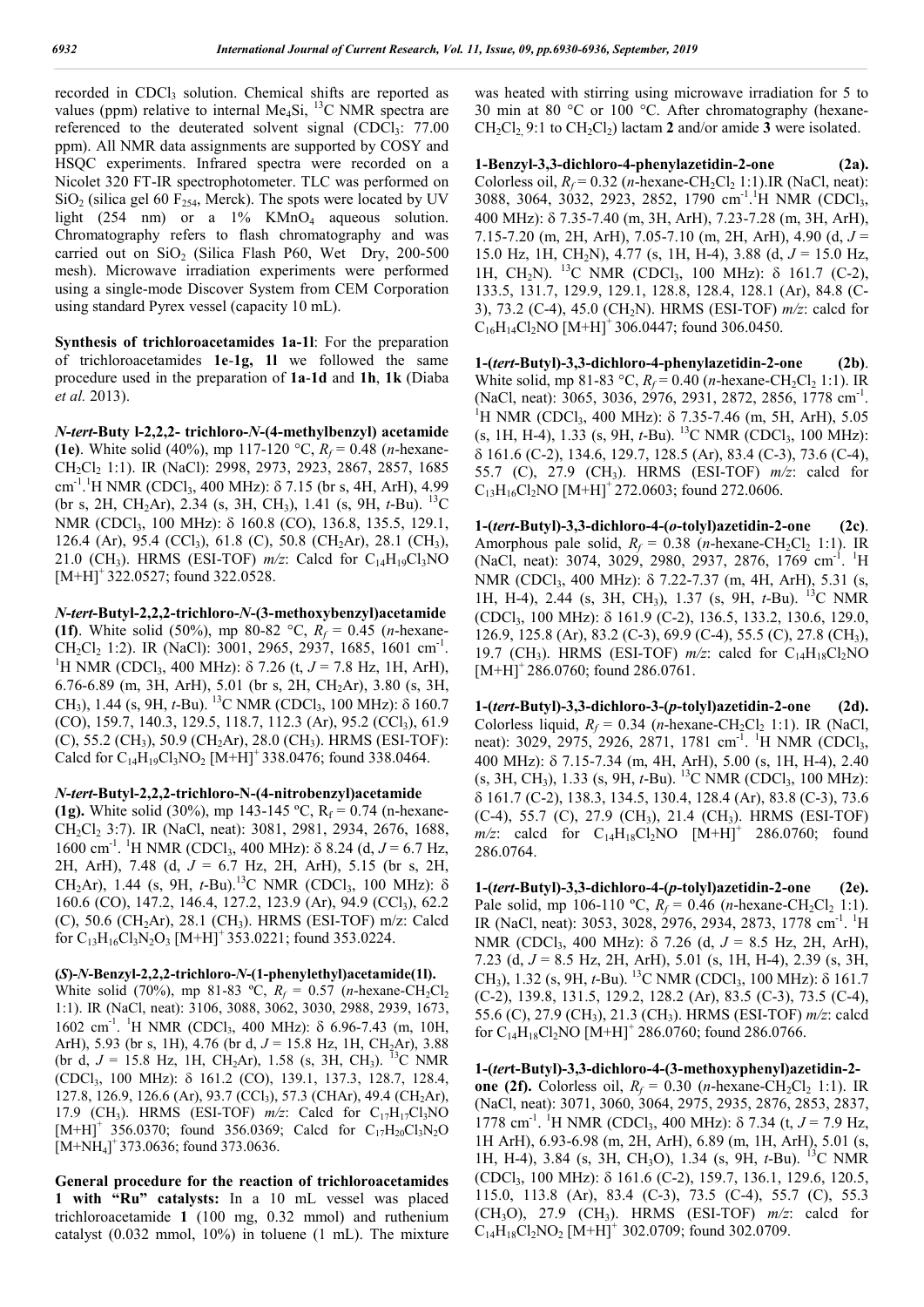recorded in $CDCl_3$ solution. Chemical shifts are reported as values (ppm) relative to internal $Me_4Si$, $^{13}C$ NMR spectra are referenced to the deuterated solvent signal ($CDCl_3$: 77.00 ppm). All NMR data assignments are supported by COSY and HSQC experiments. Infrared spectra were recorded on a Nicolet 320 FT-IR spectrophotometer. TLC was performed on $SiO_2$ (silica gel 60 $F_{254}$, Merck). The spots were located by UV light (254 nm) or a 1% $KMnO_4$ aqueous solution. Chromatography refers to flash chromatography and was carried out on $SiO_2$ (Silica Flash P60, Wet Dry, 200-500 mesh). Microwave irradiation experiments were performed using a single-mode Discover System from CEM Corporation using standard Pyrex vessel (capacity 10 mL).

**Synthesis of trichloroacetamides 1a-1l**: For the preparation of trichloroacetamides **1e**-**1g**, **1l** we followed the same procedure used in the preparation of **1a**-**1d** and **1h**, **1k** (Diaba *et al.* 2013).

***N-tert*-Buty l-2,2,2- trichloro-*N*-(4-methylbenzyl) acetamide (1e)**. White solid (40%), mp 117-120 °C, $R_f$ = 0.48 (*n*-hexane-$CH_2Cl_2$ 1:1). IR (NaCl): 2998, 2973, 2923, 2867, 2857, 1685 $cm^{-1}$. $^1H$ NMR ($CDCl_3$, 400 MHz): δ 7.15 (br s, 4H, ArH), 4.99 (br s, 2H, $CH_2Ar$), 2.34 (s, 3H, $CH_3$), 1.41 (s, 9H, *t*-Bu). $^{13}C$ NMR ($CDCl_3$, 100 MHz): δ 160.8 (CO), 136.8, 135.5, 129.1, 126.4 (Ar), 95.4 ($CCl_3$), 61.8 (C), 50.8 ($CH_2Ar$), 28.1 ($CH_3$), 21.0 ($CH_3$). HRMS (ESI-TOF) *m/z*: Calcd for $C_{14}H_{19}Cl_3NO$ $[M+H]^+$ 322.0527; found 322.0528.

***N-tert*-Butyl-2,2,2-trichloro-*N*-(3-methoxybenzyl)acetamide (1f)**. White solid (50%), mp 80-82 °C, $R_f$ = 0.45 (*n*-hexane-$CH_2Cl_2$ 1:2). IR (NaCl): 3001, 2965, 2937, 1685, 1601 $cm^{-1}$. $^1H$ NMR ($CDCl_3$, 400 MHz): δ 7.26 (t, *J* = 7.8 Hz, 1H, ArH), 6.76-6.89 (m, 3H, ArH), 5.01 (br s, 2H, $CH_2Ar$), 3.80 (s, 3H, $CH_3$), 1.44 (s, 9H, *t*-Bu). $^{13}C$ NMR ($CDCl_3$, 100 MHz): δ 160.7 (CO), 159.7, 140.3, 129.5, 118.7, 112.3 (Ar), 95.2 ($CCl_3$), 61.9 (C), 55.2 ($CH_3$), 50.9 ($CH_2Ar$), 28.0 ($CH_3$). HRMS (ESI-TOF): Calcd for $C_{14}H_{19}Cl_3NO_2$ $[M+H]^+$ 338.0476; found 338.0464.

***N-tert*-Butyl-2,2,2-trichloro-N-(4-nitrobenzyl)acetamide (1g).** White solid (30%), mp 143-145 ºC, $R_f$ = 0.74 (n-hexane-$CH_2Cl_2$ 3:7). IR (NaCl, neat): 3081, 2981, 2934, 2676, 1688, 1600 $cm^{-1}$. $^1H$ NMR ($CDCl_3$, 400 MHz): δ 8.24 (d, *J* = 6.7 Hz, 2H, ArH), 7.48 (d, *J* = 6.7 Hz, 2H, ArH), 5.15 (br s, 2H, $CH_2Ar$), 1.44 (s, 9H, *t*-Bu). $^{13}C$ NMR ($CDCl_3$, 100 MHz): δ 160.6 (CO), 147.2, 146.4, 127.2, 123.9 (Ar), 94.9 ($CCl_3$), 62.2 (C), 50.6 ($CH_2Ar$), 28.1 ($CH_3$). HRMS (ESI-TOF) m/z: Calcd for $C_{13}H_{16}Cl_3N_2O_3$ $[M+H]^+$ 353.0221; found 353.0224.

**(*S*)-*N*-Benzyl-2,2,2-trichloro-*N*-(1-phenylethyl)acetamide(1l).** White solid (70%), mp 81-83 ºC, $R_f$ = 0.57 (*n*-hexane-$CH_2Cl_2$ 1:1). IR (NaCl, neat): 3106, 3088, 3062, 3030, 2988, 2939, 1673, 1602 $cm^{-1}$. $^1H$ NMR ($CDCl_3$, 400 MHz): δ 6.96-7.43 (m, 10H, ArH), 5.93 (br s, 1H), 4.76 (br d, *J* = 15.8 Hz, 1H, $CH_2Ar$), 3.88 (br d, *J* = 15.8 Hz, 1H, $CH_2Ar$), 1.58 (s, 3H, $CH_3$). $^{13}C$ NMR ($CDCl_3$, 100 MHz): δ 161.2 (CO), 139.1, 137.3, 128.7, 128.4, 127.8, 126.9, 126.6 (Ar), 93.7 ($CCl_3$), 57.3 (CHAr), 49.4 ($CH_2Ar$), 17.9 ($CH_3$). HRMS (ESI-TOF) *m/z*: Calcd for $C_{17}H_{17}Cl_3NO$ $[M+H]^+$ 356.0370; found 356.0369; Calcd for $C_{17}H_{20}Cl_3N_2O$ $[M+NH_4]^+$ 373.0636; found 373.0636.

**General procedure for the reaction of trichloroacetamides 1 with "Ru" catalysts:** In a 10 mL vessel was placed trichloroacetamide **1** (100 mg, 0.32 mmol) and ruthenium catalyst (0.032 mmol, 10%) in toluene (1 mL). The mixture was heated with stirring using microwave irradiation for 5 to 30 min at 80 °C or 100 °C. After chromatography (hexane-$CH_2Cl_2$ 9:1 to $CH_2Cl_2$) lactam **2** and/or amide **3** were isolated.

**1-Benzyl-3,3-dichloro-4-phenylazetidin-2-one (2a).** Colorless oil, $R_f$ = 0.32 (*n*-hexane-$CH_2Cl_2$ 1:1).IR (NaCl, neat): 3088, 3064, 3032, 2923, 2852, 1790 $cm^{-1}$. $^1H$ NMR ($CDCl_3$, 400 MHz): δ 7.35-7.40 (m, 3H, ArH), 7.23-7.28 (m, 3H, ArH), 7.15-7.20 (m, 2H, ArH), 7.05-7.10 (m, 2H, ArH), 4.90 (d, *J* = 15.0 Hz, 1H, $CH_2N$), 4.77 (s, 1H, H-4), 3.88 (d, *J* = 15.0 Hz, 1H, $CH_2N$). $^{13}C$ NMR ($CDCl_3$, 100 MHz): δ 161.7 (C-2), 133.5, 131.7, 129.9, 129.1, 128.8, 128.4, 128.1 (Ar), 84.8 (C-3), 73.2 (C-4), 45.0 ($CH_2N$). HRMS (ESI-TOF) *m/z*: calcd for $C_{16}H_{14}Cl_2NO$ $[M+H]^+$ 306.0447; found 306.0450.

**1-(*tert*-Butyl)-3,3-dichloro-4-phenylazetidin-2-one (2b)**. White solid, mp 81-83 °C, $R_f$ = 0.40 (*n*-hexane-$CH_2Cl_2$ 1:1). IR (NaCl, neat): 3065, 3036, 2976, 2931, 2872, 2856, 1778 $cm^{-1}$. $^1H$ NMR ($CDCl_3$, 400 MHz): δ 7.35-7.46 (m, 5H, ArH), 5.05 (s, 1H, H-4), 1.33 (s, 9H, *t*-Bu). $^{13}C$ NMR ($CDCl_3$, 100 MHz): δ 161.6 (C-2), 134.6, 129.7, 128.5 (Ar), 83.4 (C-3), 73.6 (C-4), 55.7 (C), 27.9 ($CH_3$). HRMS (ESI-TOF) *m/z*: calcd for $C_{13}H_{16}Cl_2NO$ $[M+H]^+$ 272.0603; found 272.0606.

**1-(*tert*-Butyl)-3,3-dichloro-4-(*o*-tolyl)azetidin-2-one (2c)**. Amorphous pale solid, $R_f$ = 0.38 (*n*-hexane-$CH_2Cl_2$ 1:1). IR (NaCl, neat): 3074, 3029, 2980, 2937, 2876, 1769 $cm^{-1}$. $^1H$ NMR ($CDCl_3$, 400 MHz): δ 7.22-7.37 (m, 4H, ArH), 5.31 (s, 1H, H-4), 2.44 (s, 3H, $CH_3$), 1.37 (s, 9H, *t*-Bu). $^{13}C$ NMR ($CDCl_3$, 100 MHz): δ 161.9 (C-2), 136.5, 133.2, 130.6, 129.0, 126.9, 125.8 (Ar), 83.2 (C-3), 69.9 (C-4), 55.5 (C), 27.8 ($CH_3$), 19.7 ($CH_3$). HRMS (ESI-TOF) *m/z*: calcd for $C_{14}H_{18}Cl_2NO$ $[M+H]^+$ 286.0760; found 286.0761.

**1-(*tert*-Butyl)-3,3-dichloro-3-(*p*-tolyl)azetidin-2-one (2d).** Colorless liquid, $R_f$ = 0.34 (*n*-hexane-$CH_2Cl_2$ 1:1). IR (NaCl, neat): 3029, 2975, 2926, 2871, 1781 $cm^{-1}$. $^1H$ NMR ($CDCl_3$, 400 MHz): δ 7.15-7.34 (m, 4H, ArH), 5.00 (s, 1H, H-4), 2.40 (s, 3H, $CH_3$), 1.33 (s, 9H, *t*-Bu). $^{13}C$ NMR ($CDCl_3$, 100 MHz): δ 161.7 (C-2), 138.3, 134.5, 130.4, 128.4 (Ar), 83.8 (C-3), 73.6 (C-4), 55.7 (C), 27.9 ($CH_3$), 21.4 ($CH_3$). HRMS (ESI-TOF) *m/z*: calcd for $C_{14}H_{18}Cl_2NO$ $[M+H]^+$ 286.0760; found 286.0764.

**1-(*tert*-Butyl)-3,3-dichloro-4-(*p*-tolyl)azetidin-2-one (2e).** Pale solid, mp 106-110 ºC, $R_f$ = 0.46 (*n*-hexane-$CH_2Cl_2$ 1:1). IR (NaCl, neat): 3053, 3028, 2976, 2934, 2873, 1778 $cm^{-1}$. $^1H$ NMR ($CDCl_3$, 400 MHz): δ 7.26 (d, *J* = 8.5 Hz, 2H, ArH), 7.23 (d, *J* = 8.5 Hz, 2H, ArH), 5.01 (s, 1H, H-4), 2.39 (s, 3H, $CH_3$), 1.32 (s, 9H, *t*-Bu). $^{13}C$ NMR ($CDCl_3$, 100 MHz): δ 161.7 (C-2), 139.8, 131.5, 129.2, 128.2 (Ar), 83.5 (C-3), 73.5 (C-4), 55.6 (C), 27.9 ($CH_3$), 21.3 ($CH_3$). HRMS (ESI-TOF) *m/z*: calcd for $C_{14}H_{18}Cl_2NO$ $[M+H]^+$ 286.0760; found 286.0766.

**1-(*tert*-Butyl)-3,3-dichloro-4-(3-methoxyphenyl)azetidin-2-one (2f).** Colorless oil, $R_f$ = 0.30 (*n*-hexane-$CH_2Cl_2$ 1:1). IR (NaCl, neat): 3071, 3060, 3064, 2975, 2935, 2876, 2853, 2837, 1778 $cm^{-1}$. $^1H$ NMR ($CDCl_3$, 400 MHz): δ 7.34 (t, *J* = 7.9 Hz, 1H ArH), 6.93-6.98 (m, 2H, ArH), 6.89 (m, 1H, ArH), 5.01 (s, 1H, H-4), 3.84 (s, 3H, $CH_3O$), 1.34 (s, 9H, *t*-Bu). $^{13}C$ NMR ($CDCl_3$, 100 MHz): δ 161.6 (C-2), 159.7, 136.1, 129.6, 120.5, 115.0, 113.8 (Ar), 83.4 (C-3), 73.5 (C-4), 55.7 (C), 55.3 ($CH_3O$), 27.9 ($CH_3$). HRMS (ESI-TOF) *m/z*: calcd for $C_{14}H_{18}Cl_2NO_2$ $[M+H]^+$ 302.0709; found 302.0709.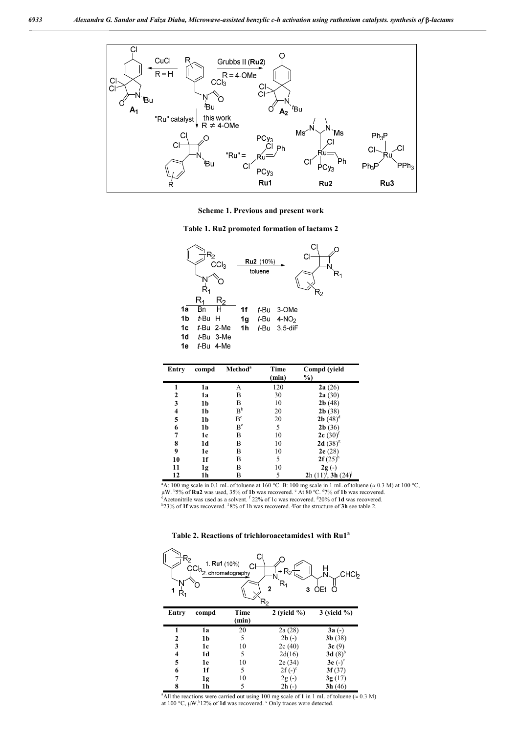**Scheme 1. Previous and present work**

**Table 1. Ru2 promoted formation of lactams 2**

| | $R_1$ | $R_2$ |
|---|---|---|
| **1a** | Bn | H |
| **1b** | *t*-Bu | H |
| **1c** | *t*-Bu | 2-Me |
| **1d** | *t*-Bu | 3-Me |
| **1e** | *t*-Bu | 4-Me |
| **1f** | *t*-Bu | 3-OMe |
| **1g** | *t*-Bu | 4-$NO_2$ |
| **1h** | *t*-Bu | 3,5-diF |

| Entry | compd | Method[a] | Time (min) | Compd (yield %) |
|---|---|---|---|---|
| 1 | 1a | A | 120 | **2a** (26) |
| 2 | 1a | B | 30 | **2a** (30) |
| 3 | 1b | B | 10 | **2b** (48) |
| 4 | 1b | B[b] | 20 | **2b** (38) |
| 5 | 1b | B[c] | 20 | **2b** (48)[d] |
| 6 | 1b | B[e] | 5 | **2b** (36) |
| 7 | 1c | B | 10 | **2c** (30)[f] |
| 8 | 1d | B | 10 | **2d** (38)[g] |
| 9 | 1e | B | 10 | **2e** (28) |
| 10 | 1f | B | 5 | **2f** (25)[h] |
| 11 | 1g | B | 10 | **2g** (-) |
| 12 | 1h | B | 5 | **2h** (11)[i], **3h** (24)[j] |

[a]A: 100 mg scale in 0.1 mL of toluene at 160 °C. B: 100 mg scale in 1 mL of toluene (≈ 0.3 M) at 100 °C, μW. [b]5% of **Ru2** was used, 35% of **1b** was recovered. [c] At 80 ºC. [d]7% of **1b** was recovered. [e]Acetonitrile was used as a solvent. [f] 22% of 1c was recovered. [g]20% of **1d** was recovered. [h]23% of **1f** was recovered. [i]8% of 1h was recovered. [j]For the structure of **3h** see table 2.

**Table 2. Reactions of trichloroacetamides1 with Ru1[a]**

| Entry | compd | Time (min) | 2 (yield %) | 3 (yield %) |
|---|---|---|---|---|
| 1 | 1a | 20 | 2a (28) | **3a** (-) |
| 2 | 1b | 5 | 2b (-) | **3b** (38) |
| 3 | 1c | 10 | 2c (40) | **3c** (9) |
| 4 | 1d | 5 | 2d(16) | **3d** (8)[b] |
| 5 | 1e | 10 | 2e (34) | **3e** (-)[c] |
| 6 | 1f | 5 | 2f (-)[c] | **3f** (37) |
| 7 | 1g | 10 | 2g (-) | **3g** (17) |
| 8 | 1h | 5 | 2h (-) | **3h** (46) |

[a]All the reactions were carried out using 100 mg scale of **1** in 1 mL of toluene (≈ 0.3 M) at 100 °C, μW. [b]12% of **1d** was recovered. [c] Only traces were detected.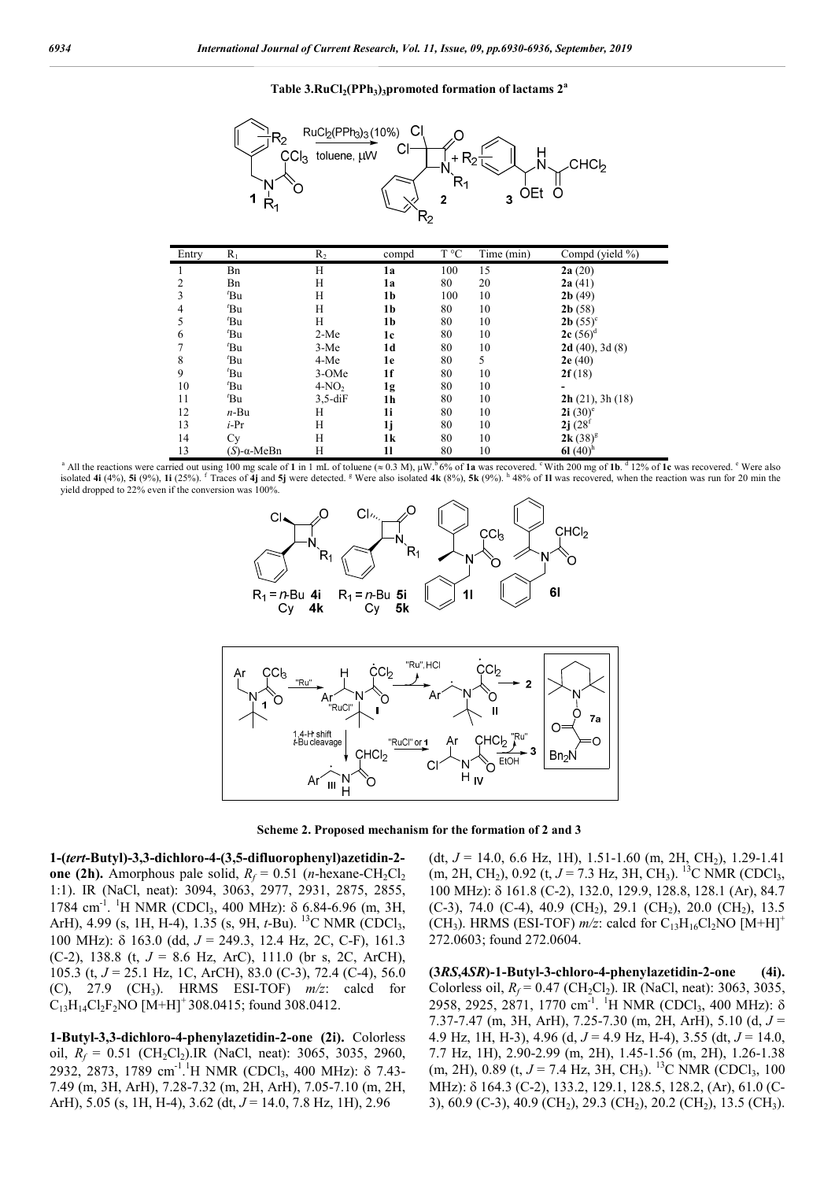**Table 3.RuCl$_2$(PPh$_3$)$_3$promoted formation of lactams 2[a]**

| Entry | R$_1$ | R$_2$ | compd | T °C | Time (min) | Compd (yield %) |
|---|---|---|---|---|---|---|
| 1 | Bn | H | **1a** | 100 | 15 | **2a** (20) |
| 2 | Bn | H | **1a** | 80 | 20 | **2a** (41) |
| 3 | $^t$Bu | H | **1b** | 100 | 10 | **2b** (49) |
| 4 | $^t$Bu | H | **1b** | 80 | 10 | **2b** (58) |
| 5 | $^t$Bu | H | **1b** | 80 | 10 | **2b** (55)[c] |
| 6 | $^t$Bu | 2-Me | **1c** | 80 | 10 | **2c** (56)[d] |
| 7 | $^t$Bu | 3-Me | **1d** | 80 | 10 | **2d** (40), 3d (8) |
| 8 | $^t$Bu | 4-Me | **1e** | 80 | 5 | **2e** (40) |
| 9 | $^t$Bu | 3-OMe | **1f** | 80 | 10 | **2f** (18) |
| 10 | $^t$Bu | 4-NO$_2$ | **1g** | 80 | 10 | - |
| 11 | $^t$Bu | 3,5-diF | **1h** | 80 | 10 | **2h** (21), 3h (18) |
| 12 | *n*-Bu | H | **1i** | 80 | 10 | **2i** (30)[e] |
| 13 | *i*-Pr | H | **1j** | 80 | 10 | **2j** (28[f] |
| 14 | Cy | H | **1k** | 80 | 10 | **2k** (38)[g] |
| 13 | (*S*)-α-MeBn | H | **1l** | 80 | 10 | **6l** (40)[h] |

[a] All the reactions were carried out using 100 mg scale of **1** in 1 mL of toluene (≈ 0.3 M), µW.[b] 6% of **1a** was recovered. [c] With 200 mg of **1b**. [d] 12% of **1c** was recovered. [e] Were also isolated **4i** (4%), **5i** (9%), **1i** (25%). [f] Traces of **4j** and **5j** were detected. [g] Were also isolated **4k** (8%), **5k** (9%). [h] 48% of **1l** was recovered, when the reaction was run for 20 min the yield dropped to 22% even if the conversion was 100%.

**Scheme 2. Proposed mechanism for the formation of 2 and 3**

**1-(*tert*-Butyl)-3,3-dichloro-4-(3,5-difluorophenyl)azetidin-2-one (2h).** Amorphous pale solid, $R_f$ = 0.51 (*n*-hexane-CH$_2$Cl$_2$ 1:1). IR (NaCl, neat): 3094, 3063, 2977, 2931, 2875, 2855, 1784 cm$^{-1}$. $^1$H NMR (CDCl$_3$, 400 MHz): δ 6.84-6.96 (m, 3H, ArH), 4.99 (s, 1H, H-4), 1.35 (s, 9H, *t*-Bu). $^{13}$C NMR (CDCl$_3$, 100 MHz): δ 163.0 (dd, *J* = 249.3, 12.4 Hz, 2C, C-F), 161.3 (C-2), 138.8 (t, *J* = 8.6 Hz, ArC), 111.0 (br s, 2C, ArCH), 105.3 (t, *J* = 25.1 Hz, 1C, ArCH), 83.0 (C-3), 72.4 (C-4), 56.0 (C), 27.9 (CH$_3$). HRMS ESI-TOF) *m/z*: calcd for C$_{13}$H$_{14}$Cl$_2$F$_2$NO [M+H]$^+$ 308.0415; found 308.0412.

**1-Butyl-3,3-dichloro-4-phenylazetidin-2-one (2i).** Colorless oil, $R_f$ = 0.51 (CH$_2$Cl$_2$).IR (NaCl, neat): 3065, 3035, 2960, 2932, 2873, 1789 cm$^{-1}$.$^1$H NMR (CDCl$_3$, 400 MHz): δ 7.43-7.49 (m, 3H, ArH), 7.28-7.32 (m, 2H, ArH), 7.05-7.10 (m, 2H, ArH), 5.05 (s, 1H, H-4), 3.62 (dt, *J* = 14.0, 7.8 Hz, 1H), 2.96 (dt, *J* = 14.0, 6.6 Hz, 1H), 1.51-1.60 (m, 2H, CH$_2$), 1.29-1.41 (m, 2H, CH$_2$), 0.92 (t, *J* = 7.3 Hz, 3H, CH$_3$). $^{13}$C NMR (CDCl$_3$, 100 MHz): δ 161.8 (C-2), 132.0, 129.9, 128.8, 128.1 (Ar), 84.7 (C-3), 74.0 (C-4), 40.9 (CH$_2$), 29.1 (CH$_2$), 20.0 (CH$_2$), 13.5 (CH$_3$). HRMS (ESI-TOF) *m/z*: calcd for C$_{13}$H$_{16}$Cl$_2$NO [M+H]$^+$ 272.0603; found 272.0604.

**(3*RS*,4*SR*)-1-Butyl-3-chloro-4-phenylazetidin-2-one (4i).** Colorless oil, $R_f$ = 0.47 (CH$_2$Cl$_2$). IR (NaCl, neat): 3063, 3035, 2958, 2925, 2871, 1770 cm$^{-1}$. $^1$H NMR (CDCl$_3$, 400 MHz): δ 7.37-7.47 (m, 3H, ArH), 7.25-7.30 (m, 2H, ArH), 5.10 (d, *J* = 4.9 Hz, 1H, H-3), 4.96 (d, *J* = 4.9 Hz, H-4), 3.55 (dt, *J* = 14.0, 7.7 Hz, 1H), 2.90-2.99 (m, 2H), 1.45-1.56 (m, 2H), 1.26-1.38 (m, 2H), 0.89 (t, *J* = 7.4 Hz, 3H, CH$_3$). $^{13}$C NMR (CDCl$_3$, 100 MHz): δ 164.3 (C-2), 133.2, 129.1, 128.5, 128.2, (Ar), 61.0 (C-3), 60.9 (C-3), 40.9 (CH$_2$), 29.3 (CH$_2$), 20.2 (CH$_2$), 13.5 (CH$_3$).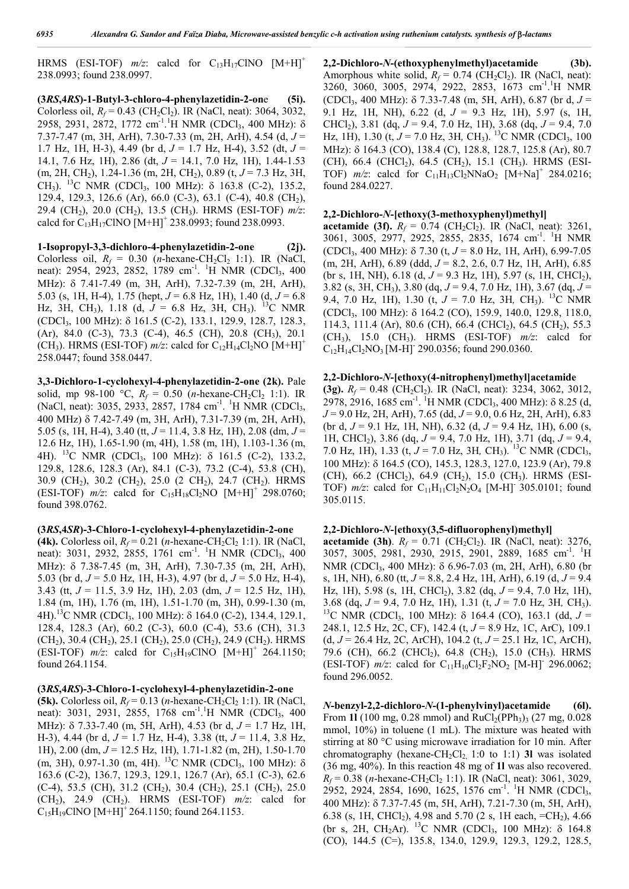HRMS (ESI-TOF) *m/z*: calcd for $C_{13}H_{17}ClNO$ $[M+H]^+$ 238.0993; found 238.0997.

**(3*RS*,4*RS*)-1-Butyl-3-chloro-4-phenylazetidin-2-one (5i).** Colorless oil, $R_f$ = 0.43 ($CH_2Cl_2$). IR (NaCl, neat): 3064, 3032, 2958, 2931, 2872, 1772 $cm^{-1}$. $^1H$ NMR ($CDCl_3$, 400 MHz): δ 7.37-7.47 (m, 3H, ArH), 7.30-7.33 (m, 2H, ArH), 4.54 (d, *J* = 1.7 Hz, 1H, H-3), 4.49 (br d, *J* = 1.7 Hz, H-4), 3.52 (dt, *J* = 14.1, 7.6 Hz, 1H), 2.86 (dt, *J* = 14.1, 7.0 Hz, 1H), 1.44-1.53 (m, 2H, $CH_2$), 1.24-1.36 (m, 2H, $CH_2$), 0.89 (t, *J* = 7.3 Hz, 3H, $CH_3$). $^{13}C$ NMR ($CDCl_3$, 100 MHz): δ 163.8 (C-2), 135.2, 129.4, 129.3, 126.6 (Ar), 66.0 (C-3), 63.1 (C-4), 40.8 ($CH_2$), 29.4 ($CH_2$), 20.0 ($CH_2$), 13.5 ($CH_3$). HRMS (ESI-TOF) *m/z*: calcd for $C_{13}H_{17}ClNO$ $[M+H]^+$ 238.0993; found 238.0993.

**1-Isopropyl-3,3-dichloro-4-phenylazetidin-2-one (2j).** Colorless oil, $R_f$ = 0.30 (*n*-hexane-$CH_2Cl_2$ 1:1). IR (NaCl, neat): 2954, 2923, 2852, 1789 $cm^{-1}$. $^1H$ NMR ($CDCl_3$, 400 MHz): δ 7.41-7.49 (m, 3H, ArH), 7.32-7.39 (m, 2H, ArH), 5.03 (s, 1H, H-4), 1.75 (hept, *J* = 6.8 Hz, 1H), 1.40 (d, *J* = 6.8 Hz, 3H, $CH_3$), 1.18 (d, *J* = 6.8 Hz, 3H, $CH_3$). $^{13}C$ NMR ($CDCl_3$, 100 MHz): δ 161.5 (C-2), 133.1, 129.9, 128.7, 128.3, (Ar), 84.0 (C-3), 73.3 (C-4), 46.5 (CH), 20.8 ($CH_3$), 20.1 ($CH_3$). HRMS (ESI-TOF) *m/z*: calcd for $C_{12}H_{14}Cl_2NO$ $[M+H]^+$ 258.0447; found 358.0447.

**3,3-Dichloro-1-cyclohexyl-4-phenylazetidin-2-one (2k).** Pale solid, mp 98-100 °C, $R_f$ = 0.50 (*n*-hexane-$CH_2Cl_2$ 1:1). IR (NaCl, neat): 3035, 2933, 2857, 1784 $cm^{-1}$. $^1H$ NMR ($CDCl_3$, 400 MHz) δ 7.42-7.49 (m, 3H, ArH), 7.31-7.39 (m, 2H, ArH), 5.05 (s, 1H, H-4), 3.40 (tt, *J* = 11.4, 3.8 Hz, 1H), 2.08 (dm, *J* = 12.6 Hz, 1H), 1.65-1.90 (m, 4H), 1.58 (m, 1H), 1.103-1.36 (m, 4H). $^{13}C$ NMR ($CDCl_3$, 100 MHz): δ 161.5 (C-2), 133.2, 129.8, 128.6, 128.3 (Ar), 84.1 (C-3), 73.2 (C-4), 53.8 (CH), 30.9 ($CH_2$), 30.2 ($CH_2$), 25.0 (2 $CH_2$), 24.7 ($CH_2$). HRMS (ESI-TOF) *m/z*: calcd for $C_{15}H_{18}Cl_2NO$ $[M+H]^+$ 298.0760; found 398.0762.

**(3*RS*,4*SR*)-3-Chloro-1-cyclohexyl-4-phenylazetidin-2-one (4k).** Colorless oil, $R_f$ = 0.21 (*n*-hexane-$CH_2Cl_2$ 1:1). IR (NaCl, neat): 3031, 2932, 2855, 1761 $cm^{-1}$. $^1H$ NMR ($CDCl_3$, 400 MHz): δ 7.38-7.45 (m, 3H, ArH), 7.30-7.35 (m, 2H, ArH), 5.03 (br d, *J* = 5.0 Hz, 1H, H-3), 4.97 (br d, *J* = 5.0 Hz, H-4), 3.43 (tt, *J* = 11.5, 3.9 Hz, 1H), 2.03 (dm, *J* = 12.5 Hz, 1H), 1.84 (m, 1H), 1.76 (m, 1H), 1.51-1.70 (m, 3H), 0.99-1.30 (m, 4H). $^{13}C$ NMR ($CDCl_3$, 100 MHz): δ 164.0 (C-2), 134.4, 129.1, 128.4, 128.3 (Ar), 60.2 (C-3), 60.0 (C-4), 53.6 (CH), 31.3 ($CH_2$), 30.4 ($CH_2$), 25.1 ($CH_2$), 25.0 ($CH_2$), 24.9 ($CH_2$). HRMS (ESI-TOF) *m/z*: calcd for $C_{15}H_{19}ClNO$ $[M+H]^+$ 264.1150; found 264.1154.

**(3*RS*,4*RS*)-3-Chloro-1-cyclohexyl-4-phenylazetidin-2-one (5k).** Colorless oil, $R_f$ = 0.13 (*n*-hexane-$CH_2Cl_2$ 1:1). IR (NaCl, neat): 3031, 2931, 2855, 1768 $cm^{-1}$. $^1H$ NMR ($CDCl_3$, 400 MHz): δ 7.33-7.40 (m, 5H, ArH), 4.53 (br d, *J* = 1.7 Hz, 1H, H-3), 4.44 (br d, *J* = 1.7 Hz, H-4), 3.38 (tt, *J* = 11.4, 3.8 Hz, 1H), 2.00 (dm, *J* = 12.5 Hz, 1H), 1.71-1.82 (m, 2H), 1.50-1.70 (m, 3H), 0.97-1.30 (m, 4H). $^{13}C$ NMR ($CDCl_3$, 100 MHz): δ 163.6 (C-2), 136.7, 129.3, 129.1, 126.7 (Ar), 65.1 (C-3), 62.6 (C-4), 53.5 (CH), 31.2 ($CH_2$), 30.4 ($CH_2$), 25.1 ($CH_2$), 25.0 ($CH_2$), 24.9 ($CH_2$). HRMS (ESI-TOF) *m/z*: calcd for $C_{15}H_{19}ClNO$ $[M+H]^+$ 264.1150; found 264.1153.

**2,2-Dichloro-*N*-(ethoxyphenylmethyl)acetamide (3b).** Amorphous white solid, $R_f$ = 0.74 ($CH_2Cl_2$). IR (NaCl, neat): 3260, 3060, 3005, 2974, 2922, 2853, 1673 $cm^{-1}$. $^1H$ NMR ($CDCl_3$, 400 MHz): δ 7.33-7.48 (m, 5H, ArH), 6.87 (br d, *J* = 9.1 Hz, 1H, NH), 6.22 (d, *J* = 9.3 Hz, 1H), 5.97 (s, 1H, $CHCl_2$), 3.81 (dq, *J* = 9.4, 7.0 Hz, 1H), 3.68 (dq, *J* = 9.4, 7.0 Hz, 1H), 1.30 (t, *J* = 7.0 Hz, 3H, $CH_3$). $^{13}C$ NMR ($CDCl_3$, 100 MHz): δ 164.3 (CO), 138.4 (C), 128.8, 128.7, 125.8 (Ar), 80.7 (CH), 66.4 ($CHCl_2$), 64.5 ($CH_2$), 15.1 ($CH_3$). HRMS (ESI-TOF) *m/z*: calcd for $C_{11}H_{13}Cl_2NNaO_2$ $[M+Na]^+$ 284.0216; found 284.0227.

**2,2-Dichloro-*N*-[ethoxy(3-methoxyphenyl)methyl] acetamide (3f).** $R_f$ = 0.74 ($CH_2Cl_2$). IR (NaCl, neat): 3261, 3061, 3005, 2977, 2925, 2855, 2835, 1674 $cm^{-1}$. $^1H$ NMR ($CDCl_3$, 400 MHz): δ 7.30 (t, *J* = 8.0 Hz, 1H, ArH), 6.99-7.05 (m, 2H, ArH), 6.89 (ddd, *J* = 8.2, 2.6, 0.7 Hz, 1H, ArH), 6.85 (br s, 1H, NH), 6.18 (d, *J* = 9.3 Hz, 1H), 5.97 (s, 1H, $CHCl_2$), 3.82 (s, 3H, $CH_3$), 3.80 (dq, *J* = 9.4, 7.0 Hz, 1H), 3.67 (dq, *J* = 9.4, 7.0 Hz, 1H), 1.30 (t, *J* = 7.0 Hz, 3H, $CH_3$). $^{13}C$ NMR ($CDCl_3$, 100 MHz): δ 164.2 (CO), 159.9, 140.0, 129.8, 118.0, 114.3, 111.4 (Ar), 80.6 (CH), 66.4 ($CHCl_2$), 64.5 ($CH_2$), 55.3 ($CH_3$), 15.0 ($CH_3$). HRMS (ESI-TOF) *m/z*: calcd for $C_{12}H_{14}Cl_2NO_3$ $[M-H]^-$ 290.0356; found 290.0360.

**2,2-Dichloro-*N*-[ethoxy(4-nitrophenyl)methyl]acetamide (3g).** $R_f$ = 0.48 ($CH_2Cl_2$). IR (NaCl, neat): 3234, 3062, 3012, 2978, 2916, 1685 $cm^{-1}$. $^1H$ NMR ($CDCl_3$, 400 MHz): δ 8.25 (d, *J* = 9.0 Hz, 2H, ArH), 7.65 (dd, *J* = 9.0, 0.6 Hz, 2H, ArH), 6.83 (br d, *J* = 9.1 Hz, 1H, NH), 6.32 (d, *J* = 9.4 Hz, 1H), 6.00 (s, 1H, $CHCl_2$), 3.86 (dq, *J* = 9.4, 7.0 Hz, 1H), 3.71 (dq, *J* = 9.4, 7.0 Hz, 1H), 1.33 (t, *J* = 7.0 Hz, 3H, $CH_3$). $^{13}C$ NMR ($CDCl_3$, 100 MHz): δ 164.5 (CO), 145.3, 128.3, 127.0, 123.9 (Ar), 79.8 (CH), 66.2 ($CHCl_2$), 64.9 ($CH_2$), 15.0 ($CH_3$). HRMS (ESI-TOF) *m/z*: calcd for $C_{11}H_{11}Cl_2N_2O_4$ $[M-H]^-$ 305.0101; found 305.0115.

**2,2-Dichloro-*N*-[ethoxy(3,5-difluorophenyl)methyl] acetamide (3h).** $R_f$ = 0.71 ($CH_2Cl_2$). IR (NaCl, neat): 3276, 3057, 3005, 2981, 2930, 2915, 2901, 2889, 1685 $cm^{-1}$. $^1H$ NMR ($CDCl_3$, 400 MHz): δ 6.96-7.03 (m, 2H, ArH), 6.80 (br s, 1H, NH), 6.80 (tt, *J* = 8.8, 2.4 Hz, 1H, ArH), 6.19 (d, *J* = 9.4 Hz, 1H), 5.98 (s, 1H, $CHCl_2$), 3.82 (dq, *J* = 9.4, 7.0 Hz, 1H), 3.68 (dq, *J* = 9.4, 7.0 Hz, 1H), 1.31 (t, *J* = 7.0 Hz, 3H, $CH_3$). $^{13}C$ NMR ($CDCl_3$, 100 MHz): δ 164.4 (CO), 163.1 (dd, *J* = 248.1, 12.5 Hz, 2C, CF), 142.4 (t, *J* = 8.9 Hz, 1C, ArC), 109.1 (d, *J* = 26.4 Hz, 2C, ArCH), 104.2 (t, *J* = 25.1 Hz, 1C, ArCH), 79.6 (CH), 66.2 ($CHCl_2$), 64.8 ($CH_2$), 15.0 ($CH_3$). HRMS (ESI-TOF) *m/z*: calcd for $C_{11}H_{10}Cl_2F_2NO_2$ $[M-H]^-$ 296.0062; found 296.0052.

***N*-benzyl-2,2-dichloro-*N*-(1-phenylvinyl)acetamide (6l).** From **1l** (100 mg, 0.28 mmol) and $RuCl_2(PPh_3)_3$ (27 mg, 0.028 mmol, 10%) in toluene (1 mL). The mixture was heated with stirring at 80 °C using microwave irradiation for 10 min. After chromatography (hexane-$CH_2Cl_2$ 1:0 to 1:1) **3l** was isolated (36 mg, 40%). In this reaction 48 mg of **1l** was also recovered. $R_f$ = 0.38 (*n*-hexane-$CH_2Cl_2$ 1:1). IR (NaCl, neat): 3061, 3029, 2952, 2924, 2854, 1690, 1625, 1576 $cm^{-1}$. $^1H$ NMR ($CDCl_3$, 400 MHz): δ 7.37-7.45 (m, 5H, ArH), 7.21-7.30 (m, 5H, ArH), 6.38 (s, 1H, $CHCl_2$), 4.98 and 5.70 (2 s, 1H each, =$CH_2$), 4.66 (br s, 2H, $CH_2Ar$). $^{13}C$ NMR ($CDCl_3$, 100 MHz): δ 164.8 (CO), 144.5 (C=), 135.8, 134.0, 129.9, 129.3, 129.2, 128.5,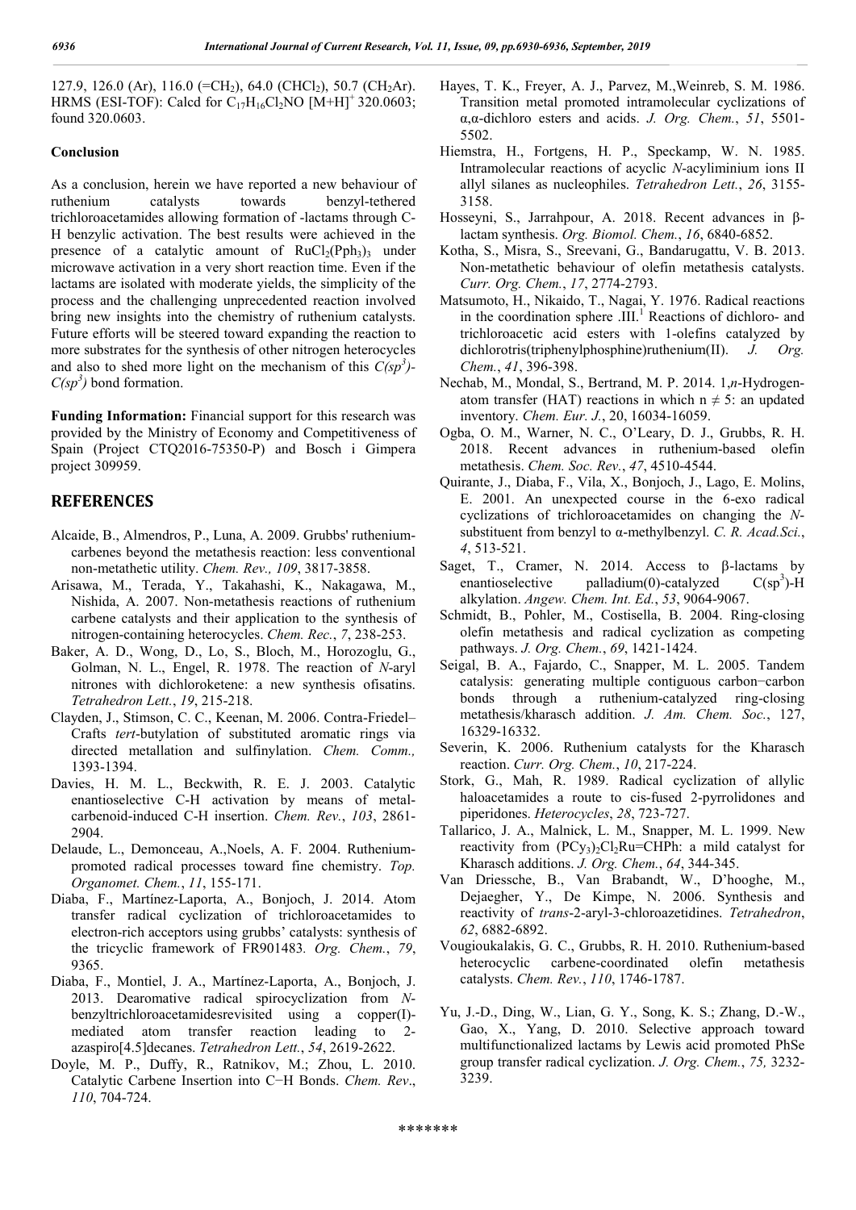127.9, 126.0 (Ar), 116.0 (=$CH_2$), 64.0 ($CHCl_2$), 50.7 ($CH_2$Ar). HRMS (ESI-TOF): Calcd for $C_{17}H_{16}Cl_2NO$ $[M+H]^+$ 320.0603; found 320.0603.

## Conclusion

As a conclusion, herein we have reported a new behaviour of ruthenium catalysts towards benzyl-tethered trichloroacetamides allowing formation of -lactams through C-H benzylic activation. The best results were achieved in the presence of a catalytic amount of $RuCl_2(Pph_3)_3$ under microwave activation in a very short reaction time. Even if the lactams are isolated with moderate yields, the simplicity of the process and the challenging unprecedented reaction involved bring new insights into the chemistry of ruthenium catalysts. Future efforts will be steered toward expanding the reaction to more substrates for the synthesis of other nitrogen heterocycles and also to shed more light on the mechanism of this *C(sp$^3$)-C(sp$^3$)* bond formation.

**Funding Information:** Financial support for this research was provided by the Ministry of Economy and Competitiveness of Spain (Project CTQ2016-75350-P) and Bosch i Gimpera project 309959.

## REFERENCES

- Alcaide, B., Almendros, P., Luna, A. 2009. Grubbs' ruthenium-carbenes beyond the metathesis reaction: less conventional non-metathetic utility. *Chem. Rev., 109*, 3817-3858.
- Arisawa, M., Terada, Y., Takahashi, K., Nakagawa, M., Nishida, A. 2007. Non-metathesis reactions of ruthenium carbene catalysts and their application to the synthesis of nitrogen-containing heterocycles. *Chem. Rec.*, *7*, 238-253.
- Baker, A. D., Wong, D., Lo, S., Bloch, M., Horozoglu, G., Golman, N. L., Engel, R. 1978. The reaction of *N*-aryl nitrones with dichloroketene: a new synthesis ofisatins. *Tetrahedron Lett.*, *19*, 215-218.
- Clayden, J., Stimson, C. C., Keenan, M. 2006. Contra-Friedel–Crafts *tert*-butylation of substituted aromatic rings via directed metallation and sulfinylation. *Chem. Comm.,* 1393-1394.
- Davies, H. M. L., Beckwith, R. E. J. 2003. Catalytic enantioselective C-H activation by means of metal-carbenoid-induced C-H insertion. *Chem. Rev.*, *103*, 2861-2904.
- Delaude, L., Demonceau, A.,Noels, A. F. 2004. Ruthenium-promoted radical processes toward fine chemistry. *Top. Organomet. Chem.*, *11*, 155-171.
- Diaba, F., Martínez-Laporta, A., Bonjoch, J. 2014. Atom transfer radical cyclization of trichloroacetamides to electron-rich acceptors using grubbs' catalysts: synthesis of the tricyclic framework of FR901483*. Org. Chem.*, *79*, 9365.
- Diaba, F., Montiel, J. A., Martínez-Laporta, A., Bonjoch, J. 2013. Dearomative radical spirocyclization from *N*-benzyltrichloroacetamidesrevisited using a copper(I)-mediated atom transfer reaction leading to 2-azaspiro[4.5]decanes. *Tetrahedron Lett.*, *54*, 2619-2622.
- Doyle, M. P., Duffy, R., Ratnikov, M.; Zhou, L. 2010. Catalytic Carbene Insertion into C−H Bonds. *Chem. Rev*., *110*, 704-724.
- Hayes, T. K., Freyer, A. J., Parvez, M.,Weinreb, S. M. 1986. Transition metal promoted intramolecular cyclizations of α,α-dichloro esters and acids. *J. Org. Chem.*, *51*, 5501-5502.
- Hiemstra, H., Fortgens, H. P., Speckamp, W. N. 1985. Intramolecular reactions of acyclic *N*-acyliminium ions II allyl silanes as nucleophiles. *Tetrahedron Lett.*, *26*, 3155-3158.
- Hosseyni, S., Jarrahpour, A. 2018. Recent advances in β-lactam synthesis. *Org. Biomol. Chem.*, *16*, 6840-6852.
- Kotha, S., Misra, S., Sreevani, G., Bandarugattu, V. B. 2013. Non-metathetic behaviour of olefin metathesis catalysts. *Curr. Org. Chem.*, *17*, 2774-2793.
- Matsumoto, H., Nikaido, T., Nagai, Y. 1976. Radical reactions in the coordination sphere .III.[1] Reactions of dichloro- and trichloroacetic acid esters with 1-olefins catalyzed by dichlorotris(triphenylphosphine)ruthenium(II). *J. Org. Chem.*, *41*, 396-398.
- Nechab, M., Mondal, S., Bertrand, M. P. 2014. 1,*n*-Hydrogen-atom transfer (HAT) reactions in which n ≠ 5: an updated inventory. *Chem. Eur. J.*, 20, 16034-16059.
- Ogba, O. M., Warner, N. C., O'Leary, D. J., Grubbs, R. H. 2018. Recent advances in ruthenium-based olefin metathesis. *Chem. Soc. Rev.*, *47*, 4510-4544.
- Quirante, J., Diaba, F., Vila, X., Bonjoch, J., Lago, E. Molins, E. 2001. An unexpected course in the 6-exo radical cyclizations of trichloroacetamides on changing the *N*-substituent from benzyl to α-methylbenzyl. *C. R. Acad.Sci.*, *4*, 513-521.
- Saget, T., Cramer, N. 2014. Access to β-lactams by enantioselective palladium(0)-catalyzed C(sp$^3$)-H alkylation. *Angew. Chem. Int. Ed.*, *53*, 9064-9067.
- Schmidt, B., Pohler, M., Costisella, B. 2004. Ring-closing olefin metathesis and radical cyclization as competing pathways. *J. Org. Chem.*, *69*, 1421-1424.
- Seigal, B. A., Fajardo, C., Snapper, M. L. 2005. Tandem catalysis: generating multiple contiguous carbon−carbon bonds through a ruthenium-catalyzed ring-closing metathesis/kharasch addition. *J. Am. Chem. Soc.*, 127, 16329-16332.
- Severin, K. 2006. Ruthenium catalysts for the Kharasch reaction. *Curr. Org. Chem.*, *10*, 217-224.
- Stork, G., Mah, R. 1989. Radical cyclization of allylic haloacetamides a route to cis-fused 2-pyrrolidones and piperidones. *Heterocycles*, *28*, 723-727.
- Tallarico, J. A., Malnick, L. M., Snapper, M. L. 1999. New reactivity from $(PCy_3)_2Cl_2Ru$=CHPh: a mild catalyst for Kharasch additions. *J. Org. Chem.*, *64*, 344-345.
- Van Driessche, B., Van Brabandt, W., D'hooghe, M., Dejaegher, Y., De Kimpe, N. 2006. Synthesis and reactivity of *trans*-2-aryl-3-chloroazetidines. *Tetrahedron*, *62*, 6882-6892.
- Vougioukalakis, G. C., Grubbs, R. H. 2010. Ruthenium-based heterocyclic carbene-coordinated olefin metathesis catalysts. *Chem. Rev.*, *110*, 1746-1787.
- Yu, J.-D., Ding, W., Lian, G. Y., Song, K. S.; Zhang, D.-W., Gao, X., Yang, D. 2010. Selective approach toward multifunctionalized lactams by Lewis acid promoted PhSe group transfer radical cyclization. *J. Org. Chem.*, *75,* 3232-3239.

*******